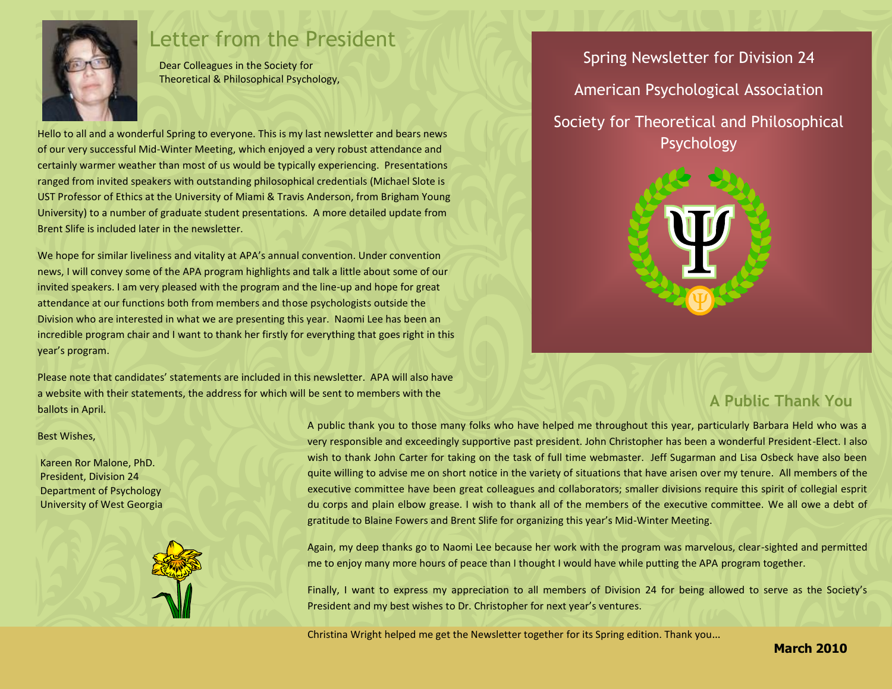# Letter from the President

Dear Colleagues in the Society for Theoretical & Philosophical Psychology,

Hello to all and a wonderful Spring to everyone. This is my last newsletter and bears news of our very successful Mid-Winter Meeting, which enjoyed a very robust attendance and certainly warmer weather than most of us would be typically experiencing. Presentations ranged from invited speakers with outstanding philosophical credentials (Michael Slote is UST Professor of Ethics at the University of Miami & Travis Anderson, from Brigham Young University) to a number of graduate student presentations. A more detailed update from Brent Slife is included later in the newsletter.

We hope for similar liveliness and vitality at APA's annual convention. Under convention news, I will convey some of the APA program highlights and talk a little about some of our invited speakers. I am very pleased with the program and the line-up and hope for great attendance at our functions both from members and those psychologists outside the Division who are interested in what we are presenting this year. Naomi Lee has been an incredible program chair and I want to thank her firstly for everything that goes right in this year's program.

Please note that candidates' statements are included in this newsletter. APA will also have a website with their statements, the address for which will be sent to members with the ballots in April.

Best Wishes,

Kareen Ror Malone, PhD.
President, Division 24
Department of Psychology
University of West Georgia

Spring Newsletter for Division 24

American Psychological Association

Society for Theoretical and Philosophical Psychology

## A Public Thank You

A public thank you to those many folks who have helped me throughout this year, particularly Barbara Held who was a very responsible and exceedingly supportive past president. John Christopher has been a wonderful President-Elect. I also wish to thank John Carter for taking on the task of full time webmaster. Jeff Sugarman and Lisa Osbeck have also been quite willing to advise me on short notice in the variety of situations that have arisen over my tenure. All members of the executive committee have been great colleagues and collaborators; smaller divisions require this spirit of collegial esprit du corps and plain elbow grease. I wish to thank all of the members of the executive committee. We all owe a debt of gratitude to Blaine Fowers and Brent Slife for organizing this year's Mid-Winter Meeting.

Again, my deep thanks go to Naomi Lee because her work with the program was marvelous, clear-sighted and permitted me to enjoy many more hours of peace than I thought I would have while putting the APA program together.

Finally, I want to express my appreciation to all members of Division 24 for being allowed to serve as the Society's President and my best wishes to Dr. Christopher for next year's ventures.

Christina Wright helped me get the Newsletter together for its Spring edition. Thank you…

**March 2010**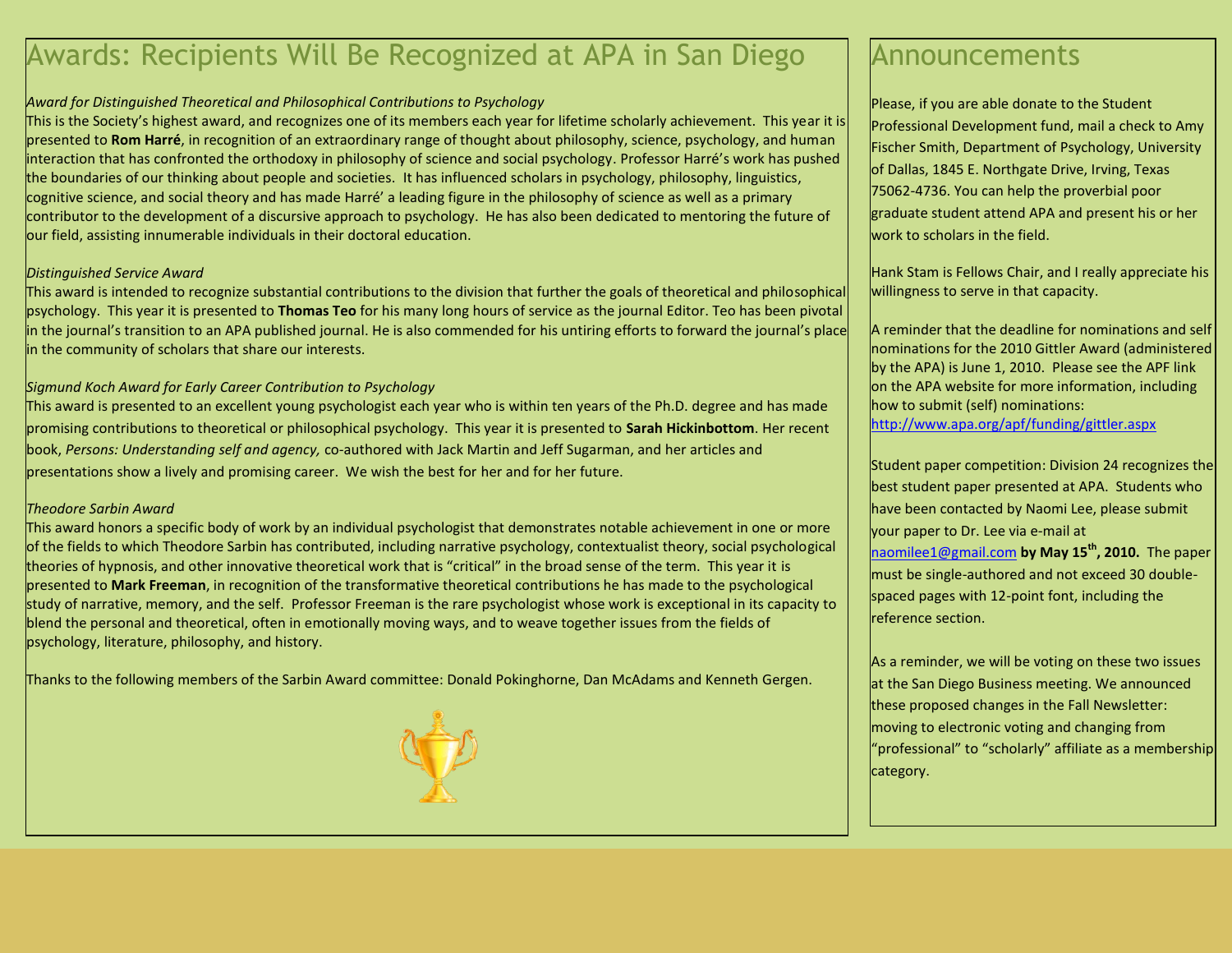# Awards: Recipients Will Be Recognized at APA in San Diego

*Award for Distinguished Theoretical and Philosophical Contributions to Psychology*

This is the Society's highest award, and recognizes one of its members each year for lifetime scholarly achievement. This year it is presented to **Rom Harré**, in recognition of an extraordinary range of thought about philosophy, science, psychology, and human interaction that has confronted the orthodoxy in philosophy of science and social psychology. Professor Harré's work has pushed the boundaries of our thinking about people and societies. It has influenced scholars in psychology, philosophy, linguistics, cognitive science, and social theory and has made Harré' a leading figure in the philosophy of science as well as a primary contributor to the development of a discursive approach to psychology. He has also been dedicated to mentoring the future of our field, assisting innumerable individuals in their doctoral education.

*Distinguished Service Award*

This award is intended to recognize substantial contributions to the division that further the goals of theoretical and philosophical psychology. This year it is presented to **Thomas Teo** for his many long hours of service as the journal Editor. Teo has been pivotal in the journal's transition to an APA published journal. He is also commended for his untiring efforts to forward the journal's place in the community of scholars that share our interests.

*Sigmund Koch Award for Early Career Contribution to Psychology*

This award is presented to an excellent young psychologist each year who is within ten years of the Ph.D. degree and has made promising contributions to theoretical or philosophical psychology. This year it is presented to **Sarah Hickinbottom**. Her recent book, *Persons: Understanding self and agency,* co-authored with Jack Martin and Jeff Sugarman, and her articles and presentations show a lively and promising career. We wish the best for her and for her future.

*Theodore Sarbin Award*

This award honors a specific body of work by an individual psychologist that demonstrates notable achievement in one or more of the fields to which Theodore Sarbin has contributed, including narrative psychology, contextualist theory, social psychological theories of hypnosis, and other innovative theoretical work that is "critical" in the broad sense of the term. This year it is presented to **Mark Freeman**, in recognition of the transformative theoretical contributions he has made to the psychological study of narrative, memory, and the self. Professor Freeman is the rare psychologist whose work is exceptional in its capacity to blend the personal and theoretical, often in emotionally moving ways, and to weave together issues from the fields of psychology, literature, philosophy, and history.

Thanks to the following members of the Sarbin Award committee: Donald Pokinghorne, Dan McAdams and Kenneth Gergen.

# Announcements

Please, if you are able donate to the Student Professional Development fund, mail a check to Amy Fischer Smith, Department of Psychology, University of Dallas, 1845 E. Northgate Drive, Irving, Texas 75062-4736. You can help the proverbial poor graduate student attend APA and present his or her work to scholars in the field.

Hank Stam is Fellows Chair, and I really appreciate his willingness to serve in that capacity.

A reminder that the deadline for nominations and self nominations for the 2010 Gittler Award (administered by the APA) is June 1, 2010. Please see the APF link on the APA website for more information, including how to submit (self) nominations: http://www.apa.org/apf/funding/gittler.aspx

Student paper competition: Division 24 recognizes the best student paper presented at APA. Students who have been contacted by Naomi Lee, please submit your paper to Dr. Lee via e-mail at naomilee1@gmail.com **by May 15th, 2010.** The paper must be single-authored and not exceed 30 double-spaced pages with 12-point font, including the reference section.

As a reminder, we will be voting on these two issues at the San Diego Business meeting. We announced these proposed changes in the Fall Newsletter: moving to electronic voting and changing from "professional" to "scholarly" affiliate as a membership category.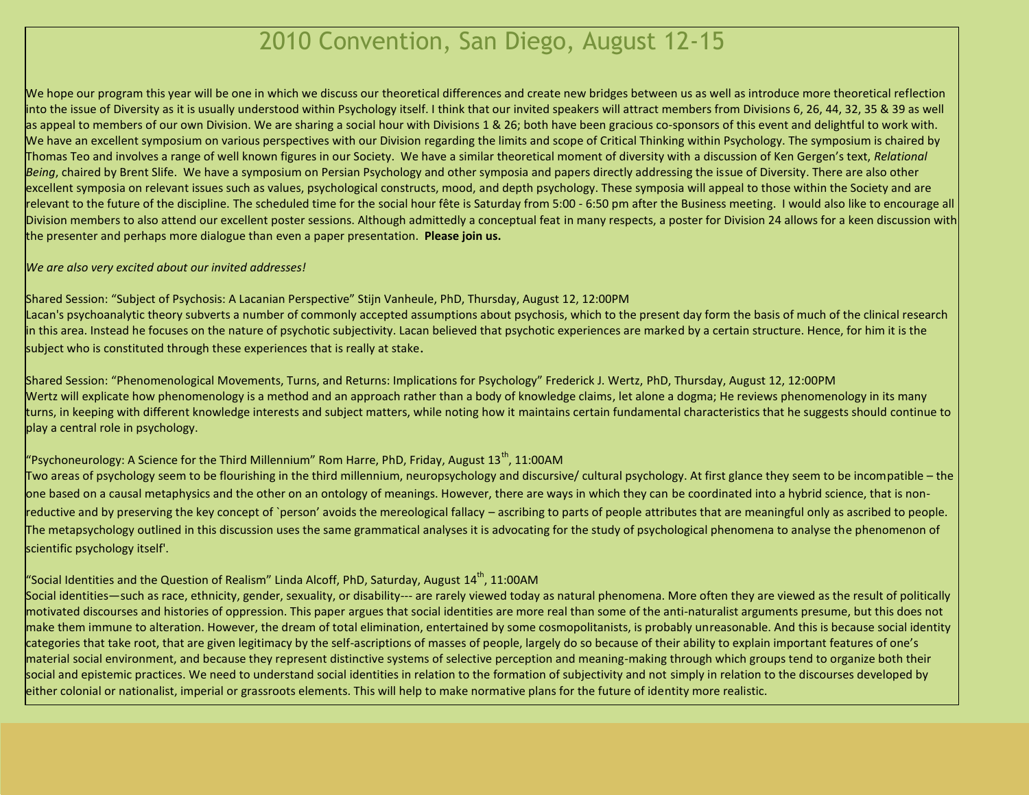# 2010 Convention, San Diego, August 12-15

We hope our program this year will be one in which we discuss our theoretical differences and create new bridges between us as well as introduce more theoretical reflection into the issue of Diversity as it is usually understood within Psychology itself. I think that our invited speakers will attract members from Divisions 6, 26, 44, 32, 35 & 39 as well as appeal to members of our own Division. We are sharing a social hour with Divisions 1 & 26; both have been gracious co-sponsors of this event and delightful to work with. We have an excellent symposium on various perspectives with our Division regarding the limits and scope of Critical Thinking within Psychology. The symposium is chaired by Thomas Teo and involves a range of well known figures in our Society. We have a similar theoretical moment of diversity with a discussion of Ken Gergen's text, *Relational Being*, chaired by Brent Slife. We have a symposium on Persian Psychology and other symposia and papers directly addressing the issue of Diversity. There are also other excellent symposia on relevant issues such as values, psychological constructs, mood, and depth psychology. These symposia will appeal to those within the Society and are relevant to the future of the discipline. The scheduled time for the social hour fête is Saturday from 5:00 - 6:50 pm after the Business meeting. I would also like to encourage all Division members to also attend our excellent poster sessions. Although admittedly a conceptual feat in many respects, a poster for Division 24 allows for a keen discussion with the presenter and perhaps more dialogue than even a paper presentation. **Please join us.**

*We are also very excited about our invited addresses!*

Shared Session: "Subject of Psychosis: A Lacanian Perspective" Stijn Vanheule, PhD, Thursday, August 12, 12:00PM
Lacan's psychoanalytic theory subverts a number of commonly accepted assumptions about psychosis, which to the present day form the basis of much of the clinical research in this area. Instead he focuses on the nature of psychotic subjectivity. Lacan believed that psychotic experiences are marked by a certain structure. Hence, for him it is the subject who is constituted through these experiences that is really at stake.

Shared Session: "Phenomenological Movements, Turns, and Returns: Implications for Psychology" Frederick J. Wertz, PhD, Thursday, August 12, 12:00PM
Wertz will explicate how phenomenology is a method and an approach rather than a body of knowledge claims, let alone a dogma; He reviews phenomenology in its many turns, in keeping with different knowledge interests and subject matters, while noting how it maintains certain fundamental characteristics that he suggests should continue to play a central role in psychology.

"Psychoneurology: A Science for the Third Millennium" Rom Harre, PhD, Friday, August 13th, 11:00AM
Two areas of psychology seem to be flourishing in the third millennium, neuropsychology and discursive/ cultural psychology. At first glance they seem to be incompatible – the one based on a causal metaphysics and the other on an ontology of meanings. However, there are ways in which they can be coordinated into a hybrid science, that is non-reductive and by preserving the key concept of `person' avoids the mereological fallacy – ascribing to parts of people attributes that are meaningful only as ascribed to people. The metapsychology outlined in this discussion uses the same grammatical analyses it is advocating for the study of psychological phenomena to analyse the phenomenon of scientific psychology itself'.

"Social Identities and the Question of Realism" Linda Alcoff, PhD, Saturday, August 14th, 11:00AM
Social identities—such as race, ethnicity, gender, sexuality, or disability--- are rarely viewed today as natural phenomena. More often they are viewed as the result of politically motivated discourses and histories of oppression. This paper argues that social identities are more real than some of the anti-naturalist arguments presume, but this does not make them immune to alteration. However, the dream of total elimination, entertained by some cosmopolitanists, is probably unreasonable. And this is because social identity categories that take root, that are given legitimacy by the self-ascriptions of masses of people, largely do so because of their ability to explain important features of one's material social environment, and because they represent distinctive systems of selective perception and meaning-making through which groups tend to organize both their social and epistemic practices. We need to understand social identities in relation to the formation of subjectivity and not simply in relation to the discourses developed by either colonial or nationalist, imperial or grassroots elements. This will help to make normative plans for the future of identity more realistic.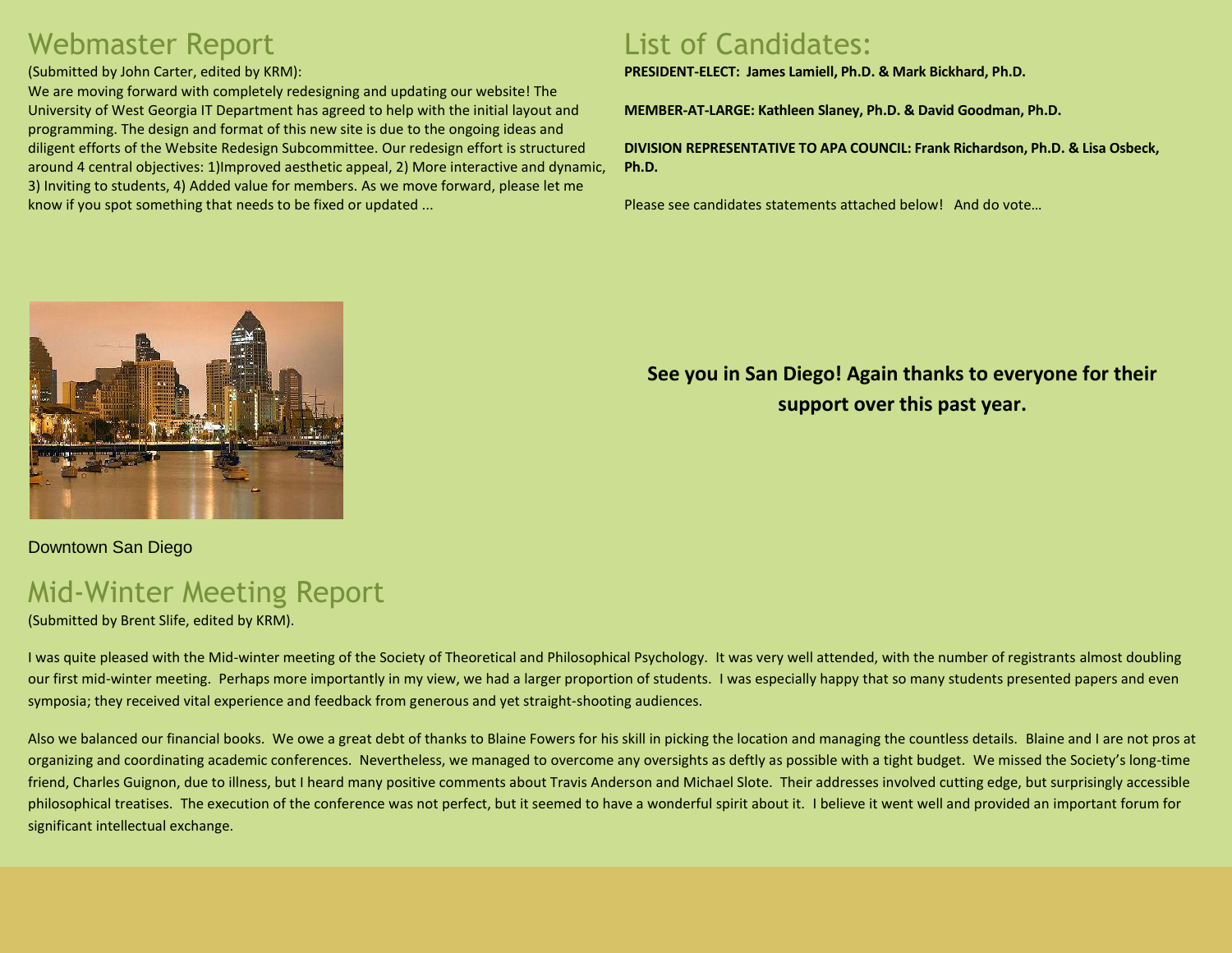## Webmaster Report

(Submitted by John Carter, edited by KRM):

We are moving forward with completely redesigning and updating our website! The University of West Georgia IT Department has agreed to help with the initial layout and programming. The design and format of this new site is due to the ongoing ideas and diligent efforts of the Website Redesign Subcommittee. Our redesign effort is structured around 4 central objectives: 1)Improved aesthetic appeal, 2) More interactive and dynamic, 3) Inviting to students, 4) Added value for members. As we move forward, please let me know if you spot something that needs to be fixed or updated ...

## List of Candidates:

**PRESIDENT-ELECT: James Lamiell, Ph.D. & Mark Bickhard, Ph.D.**

**MEMBER-AT-LARGE: Kathleen Slaney, Ph.D. & David Goodman, Ph.D.**

**DIVISION REPRESENTATIVE TO APA COUNCIL: Frank Richardson, Ph.D. & Lisa Osbeck, Ph.D.**

Please see candidates statements attached below! And do vote…

Downtown San Diego

**See you in San Diego! Again thanks to everyone for their support over this past year.**

## Mid-Winter Meeting Report

(Submitted by Brent Slife, edited by KRM).

I was quite pleased with the Mid-winter meeting of the Society of Theoretical and Philosophical Psychology. It was very well attended, with the number of registrants almost doubling our first mid-winter meeting. Perhaps more importantly in my view, we had a larger proportion of students. I was especially happy that so many students presented papers and even symposia; they received vital experience and feedback from generous and yet straight-shooting audiences.

Also we balanced our financial books. We owe a great debt of thanks to Blaine Fowers for his skill in picking the location and managing the countless details. Blaine and I are not pros at organizing and coordinating academic conferences. Nevertheless, we managed to overcome any oversights as deftly as possible with a tight budget. We missed the Society's long-time friend, Charles Guignon, due to illness, but I heard many positive comments about Travis Anderson and Michael Slote. Their addresses involved cutting edge, but surprisingly accessible philosophical treatises. The execution of the conference was not perfect, but it seemed to have a wonderful spirit about it. I believe it went well and provided an important forum for significant intellectual exchange.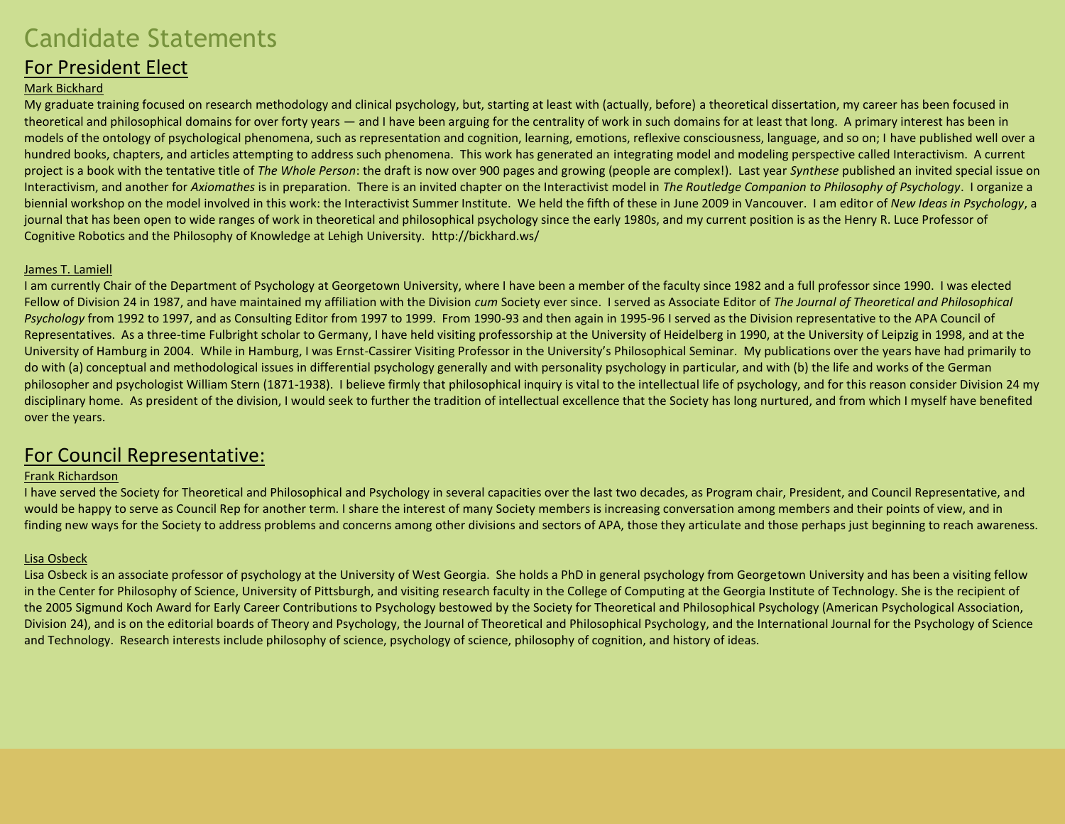# Candidate Statements

## For President Elect

### Mark Bickhard

My graduate training focused on research methodology and clinical psychology, but, starting at least with (actually, before) a theoretical dissertation, my career has been focused in theoretical and philosophical domains for over forty years — and I have been arguing for the centrality of work in such domains for at least that long. A primary interest has been in models of the ontology of psychological phenomena, such as representation and cognition, learning, emotions, reflexive consciousness, language, and so on; I have published well over a hundred books, chapters, and articles attempting to address such phenomena. This work has generated an integrating model and modeling perspective called Interactivism. A current project is a book with the tentative title of *The Whole Person*: the draft is now over 900 pages and growing (people are complex!). Last year *Synthese* published an invited special issue on Interactivism, and another for *Axiomathes* is in preparation. There is an invited chapter on the Interactivist model in *The Routledge Companion to Philosophy of Psychology*. I organize a biennial workshop on the model involved in this work: the Interactivist Summer Institute. We held the fifth of these in June 2009 in Vancouver. I am editor of *New Ideas in Psychology*, a journal that has been open to wide ranges of work in theoretical and philosophical psychology since the early 1980s, and my current position is as the Henry R. Luce Professor of Cognitive Robotics and the Philosophy of Knowledge at Lehigh University. http://bickhard.ws/

### James T. Lamiell

I am currently Chair of the Department of Psychology at Georgetown University, where I have been a member of the faculty since 1982 and a full professor since 1990. I was elected Fellow of Division 24 in 1987, and have maintained my affiliation with the Division *cum* Society ever since. I served as Associate Editor of *The Journal of Theoretical and Philosophical Psychology* from 1992 to 1997, and as Consulting Editor from 1997 to 1999. From 1990-93 and then again in 1995-96 I served as the Division representative to the APA Council of Representatives. As a three-time Fulbright scholar to Germany, I have held visiting professorship at the University of Heidelberg in 1990, at the University of Leipzig in 1998, and at the University of Hamburg in 2004. While in Hamburg, I was Ernst-Cassirer Visiting Professor in the University's Philosophical Seminar. My publications over the years have had primarily to do with (a) conceptual and methodological issues in differential psychology generally and with personality psychology in particular, and with (b) the life and works of the German philosopher and psychologist William Stern (1871-1938). I believe firmly that philosophical inquiry is vital to the intellectual life of psychology, and for this reason consider Division 24 my disciplinary home. As president of the division, I would seek to further the tradition of intellectual excellence that the Society has long nurtured, and from which I myself have benefited over the years.

## For Council Representative:

### Frank Richardson

I have served the Society for Theoretical and Philosophical and Psychology in several capacities over the last two decades, as Program chair, President, and Council Representative, and would be happy to serve as Council Rep for another term. I share the interest of many Society members is increasing conversation among members and their points of view, and in finding new ways for the Society to address problems and concerns among other divisions and sectors of APA, those they articulate and those perhaps just beginning to reach awareness.

### Lisa Osbeck

Lisa Osbeck is an associate professor of psychology at the University of West Georgia. She holds a PhD in general psychology from Georgetown University and has been a visiting fellow in the Center for Philosophy of Science, University of Pittsburgh, and visiting research faculty in the College of Computing at the Georgia Institute of Technology. She is the recipient of the 2005 Sigmund Koch Award for Early Career Contributions to Psychology bestowed by the Society for Theoretical and Philosophical Psychology (American Psychological Association, Division 24), and is on the editorial boards of Theory and Psychology, the Journal of Theoretical and Philosophical Psychology, and the International Journal for the Psychology of Science and Technology. Research interests include philosophy of science, psychology of science, philosophy of cognition, and history of ideas.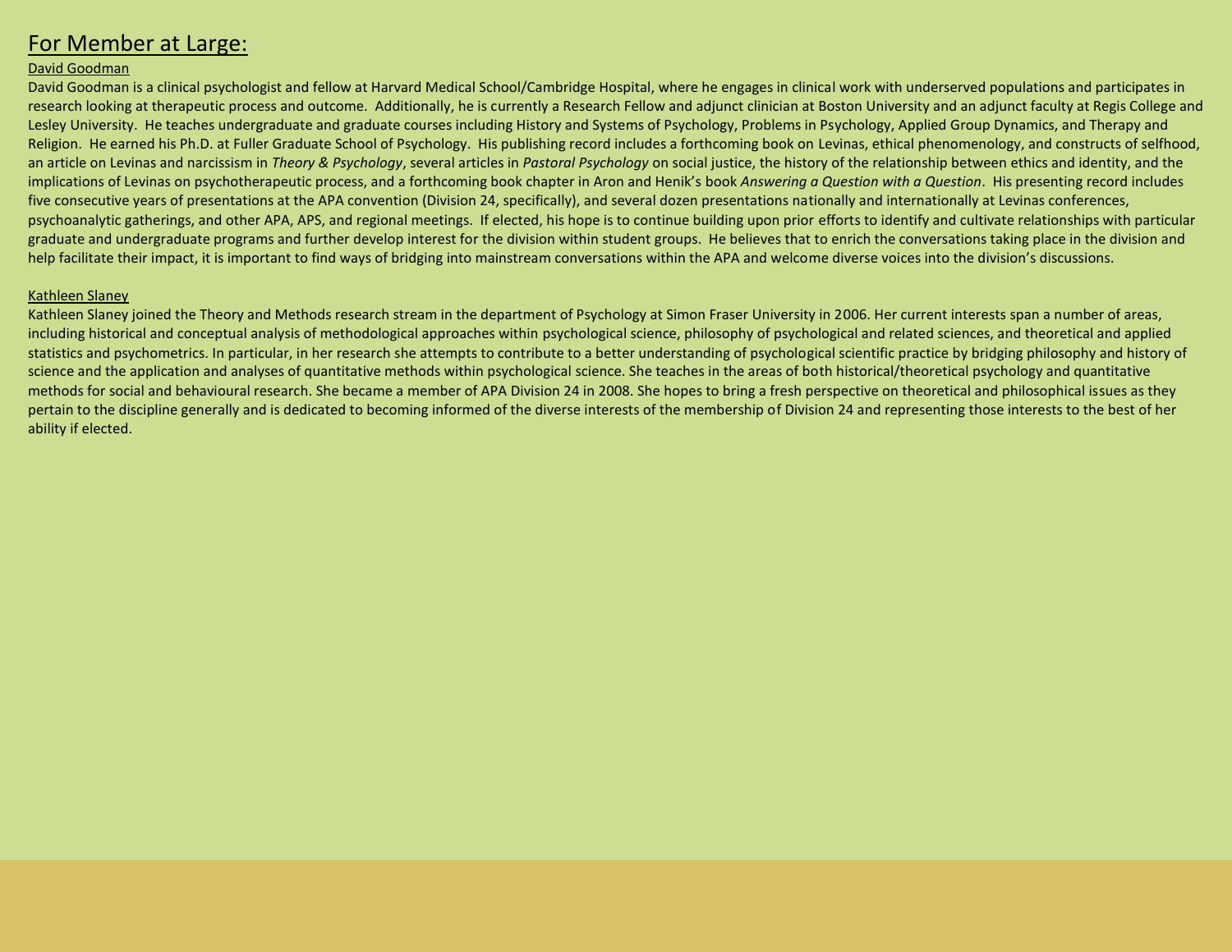## For Member at Large:

### David Goodman

David Goodman is a clinical psychologist and fellow at Harvard Medical School/Cambridge Hospital, where he engages in clinical work with underserved populations and participates in research looking at therapeutic process and outcome. Additionally, he is currently a Research Fellow and adjunct clinician at Boston University and an adjunct faculty at Regis College and Lesley University. He teaches undergraduate and graduate courses including History and Systems of Psychology, Problems in Psychology, Applied Group Dynamics, and Therapy and Religion. He earned his Ph.D. at Fuller Graduate School of Psychology. His publishing record includes a forthcoming book on Levinas, ethical phenomenology, and constructs of selfhood, an article on Levinas and narcissism in *Theory & Psychology*, several articles in *Pastoral Psychology* on social justice, the history of the relationship between ethics and identity, and the implications of Levinas on psychotherapeutic process, and a forthcoming book chapter in Aron and Henik's book *Answering a Question with a Question*. His presenting record includes five consecutive years of presentations at the APA convention (Division 24, specifically), and several dozen presentations nationally and internationally at Levinas conferences, psychoanalytic gatherings, and other APA, APS, and regional meetings. If elected, his hope is to continue building upon prior efforts to identify and cultivate relationships with particular graduate and undergraduate programs and further develop interest for the division within student groups. He believes that to enrich the conversations taking place in the division and help facilitate their impact, it is important to find ways of bridging into mainstream conversations within the APA and welcome diverse voices into the division's discussions.

### Kathleen Slaney

Kathleen Slaney joined the Theory and Methods research stream in the department of Psychology at Simon Fraser University in 2006. Her current interests span a number of areas, including historical and conceptual analysis of methodological approaches within psychological science, philosophy of psychological and related sciences, and theoretical and applied statistics and psychometrics. In particular, in her research she attempts to contribute to a better understanding of psychological scientific practice by bridging philosophy and history of science and the application and analyses of quantitative methods within psychological science. She teaches in the areas of both historical/theoretical psychology and quantitative methods for social and behavioural research. She became a member of APA Division 24 in 2008. She hopes to bring a fresh perspective on theoretical and philosophical issues as they pertain to the discipline generally and is dedicated to becoming informed of the diverse interests of the membership of Division 24 and representing those interests to the best of her ability if elected.